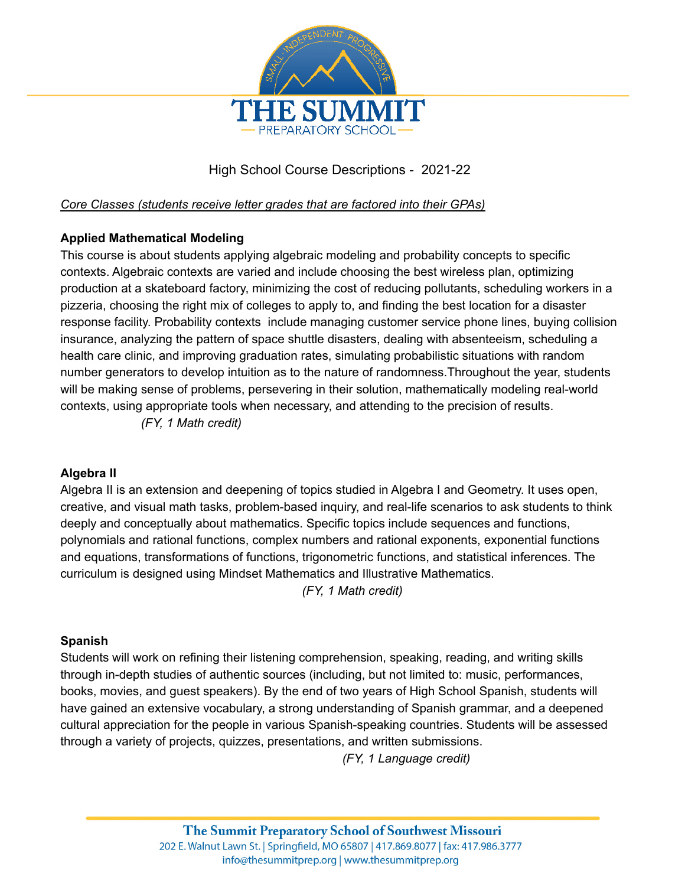# THE SUMMIT PREPARATORY SCHOOL

High School Course Descriptions - 2021-22

*Core Classes (students receive letter grades that are factored into their GPAs)*

**Applied Mathematical Modeling**

This course is about students applying algebraic modeling and probability concepts to specific contexts. Algebraic contexts are varied and include choosing the best wireless plan, optimizing production at a skateboard factory, minimizing the cost of reducing pollutants, scheduling workers in a pizzeria, choosing the right mix of colleges to apply to, and finding the best location for a disaster response facility. Probability contexts include managing customer service phone lines, buying collision insurance, analyzing the pattern of space shuttle disasters, dealing with absenteeism, scheduling a health care clinic, and improving graduation rates, simulating probabilistic situations with random number generators to develop intuition as to the nature of randomness.Throughout the year, students will be making sense of problems, persevering in their solution, mathematically modeling real-world contexts, using appropriate tools when necessary, and attending to the precision of results.

*(FY, 1 Math credit)*

**Algebra II**

Algebra II is an extension and deepening of topics studied in Algebra I and Geometry. It uses open, creative, and visual math tasks, problem-based inquiry, and real-life scenarios to ask students to think deeply and conceptually about mathematics. Specific topics include sequences and functions, polynomials and rational functions, complex numbers and rational exponents, exponential functions and equations, transformations of functions, trigonometric functions, and statistical inferences. The curriculum is designed using Mindset Mathematics and Illustrative Mathematics.

*(FY, 1 Math credit)*

**Spanish**

Students will work on refining their listening comprehension, speaking, reading, and writing skills through in-depth studies of authentic sources (including, but not limited to: music, performances, books, movies, and guest speakers). By the end of two years of High School Spanish, students will have gained an extensive vocabulary, a strong understanding of Spanish grammar, and a deepened cultural appreciation for the people in various Spanish-speaking countries. Students will be assessed through a variety of projects, quizzes, presentations, and written submissions.

*(FY, 1 Language credit)*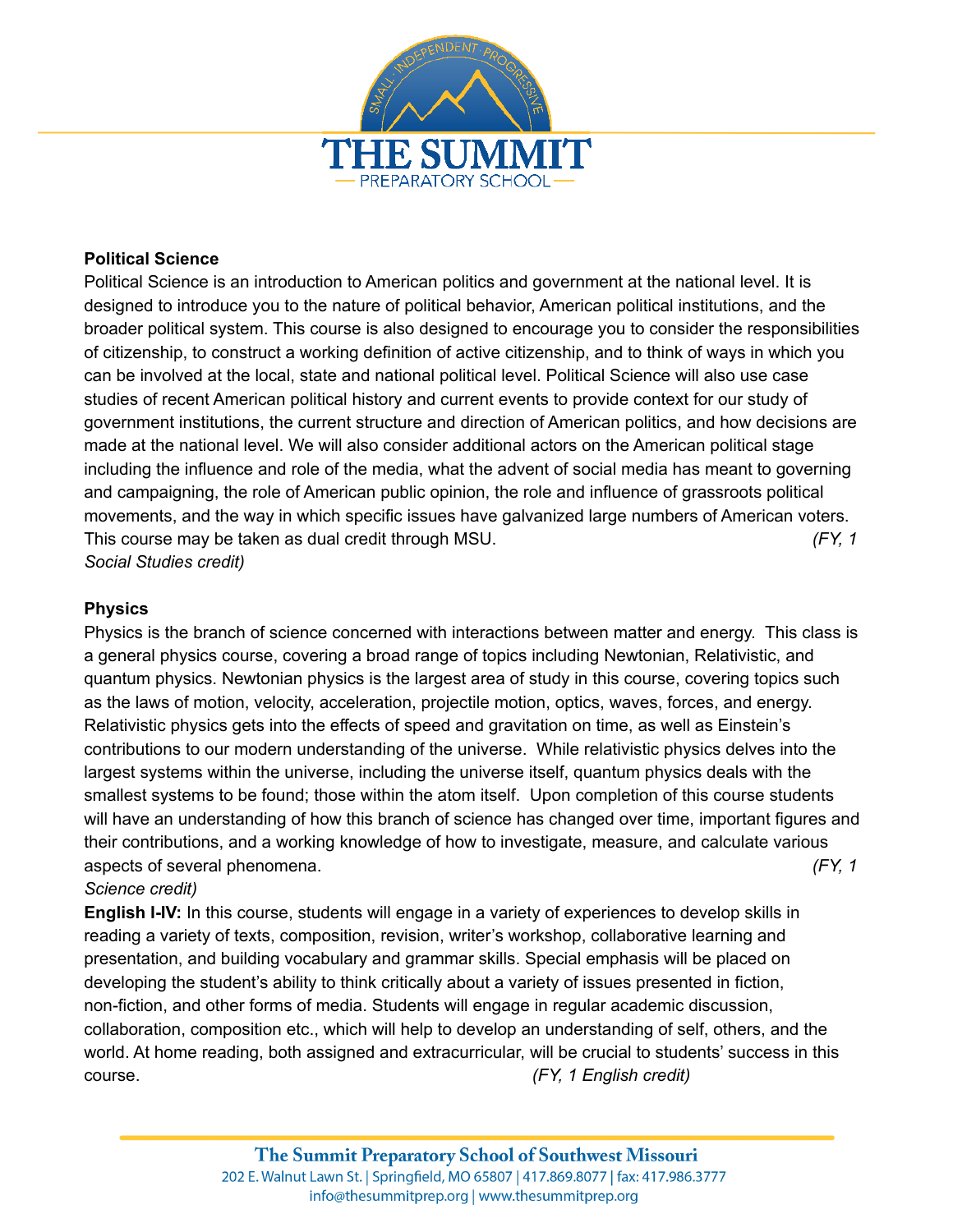**Political Science**

Political Science is an introduction to American politics and government at the national level. It is designed to introduce you to the nature of political behavior, American political institutions, and the broader political system. This course is also designed to encourage you to consider the responsibilities of citizenship, to construct a working definition of active citizenship, and to think of ways in which you can be involved at the local, state and national political level. Political Science will also use case studies of recent American political history and current events to provide context for our study of government institutions, the current structure and direction of American politics, and how decisions are made at the national level. We will also consider additional actors on the American political stage including the influence and role of the media, what the advent of social media has meant to governing and campaigning, the role of American public opinion, the role and influence of grassroots political movements, and the way in which specific issues have galvanized large numbers of American voters. This course may be taken as dual credit through MSU. *(FY, 1 Social Studies credit)*

**Physics**

Physics is the branch of science concerned with interactions between matter and energy. This class is a general physics course, covering a broad range of topics including Newtonian, Relativistic, and quantum physics. Newtonian physics is the largest area of study in this course, covering topics such as the laws of motion, velocity, acceleration, projectile motion, optics, waves, forces, and energy. Relativistic physics gets into the effects of speed and gravitation on time, as well as Einstein's contributions to our modern understanding of the universe. While relativistic physics delves into the largest systems within the universe, including the universe itself, quantum physics deals with the smallest systems to be found; those within the atom itself. Upon completion of this course students will have an understanding of how this branch of science has changed over time, important figures and their contributions, and a working knowledge of how to investigate, measure, and calculate various aspects of several phenomena. *(FY, 1 Science credit)*

**English I-IV:** In this course, students will engage in a variety of experiences to develop skills in reading a variety of texts, composition, revision, writer's workshop, collaborative learning and presentation, and building vocabulary and grammar skills. Special emphasis will be placed on developing the student's ability to think critically about a variety of issues presented in fiction, non-fiction, and other forms of media. Students will engage in regular academic discussion, collaboration, composition etc., which will help to develop an understanding of self, others, and the world. At home reading, both assigned and extracurricular, will be crucial to students' success in this course. *(FY, 1 English credit)*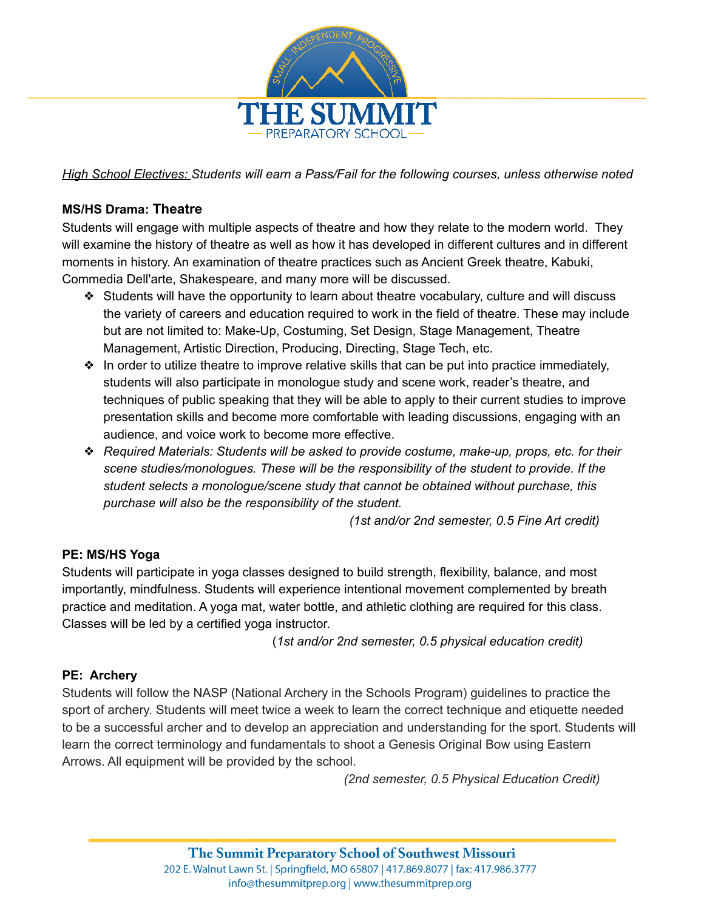*<u>High School Electives:</u> Students will earn a Pass/Fail for the following courses, unless otherwise noted*

**MS/HS Drama: Theatre**

Students will engage with multiple aspects of theatre and how they relate to the modern world. They will examine the history of theatre as well as how it has developed in different cultures and in different moments in history. An examination of theatre practices such as Ancient Greek theatre, Kabuki, Commedia Dell'arte, Shakespeare, and many more will be discussed.

- Students will have the opportunity to learn about theatre vocabulary, culture and will discuss the variety of careers and education required to work in the field of theatre. These may include but are not limited to: Make-Up, Costuming, Set Design, Stage Management, Theatre Management, Artistic Direction, Producing, Directing, Stage Tech, etc.
- In order to utilize theatre to improve relative skills that can be put into practice immediately, students will also participate in monologue study and scene work, reader's theatre, and techniques of public speaking that they will be able to apply to their current studies to improve presentation skills and become more comfortable with leading discussions, engaging with an audience, and voice work to become more effective.
- *Required Materials: Students will be asked to provide costume, make-up, props, etc. for their scene studies/monologues. These will be the responsibility of the student to provide. If the student selects a monologue/scene study that cannot be obtained without purchase, this purchase will also be the responsibility of the student.*

*(1st and/or 2nd semester, 0.5 Fine Art credit)*

**PE: MS/HS Yoga**

Students will participate in yoga classes designed to build strength, flexibility, balance, and most importantly, mindfulness. Students will experience intentional movement complemented by breath practice and meditation. A yoga mat, water bottle, and athletic clothing are required for this class. Classes will be led by a certified yoga instructor.

*(1st and/or 2nd semester, 0.5 physical education credit)*

**PE: Archery**

Students will follow the NASP (National Archery in the Schools Program) guidelines to practice the sport of archery. Students will meet twice a week to learn the correct technique and etiquette needed to be a successful archer and to develop an appreciation and understanding for the sport. Students will learn the correct terminology and fundamentals to shoot a Genesis Original Bow using Eastern Arrows. All equipment will be provided by the school.

*(2nd semester, 0.5 Physical Education Credit)*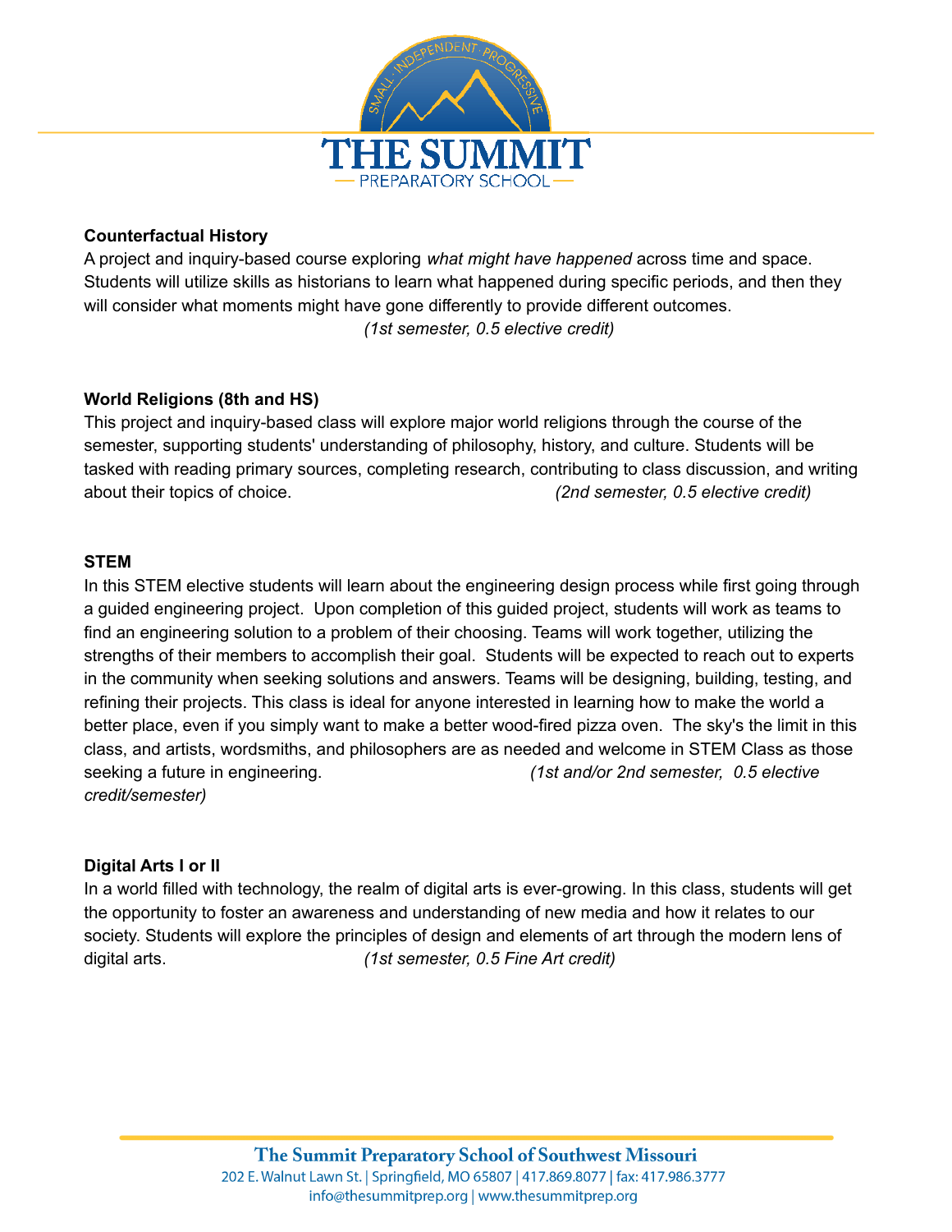**Counterfactual History**

A project and inquiry-based course exploring *what might have happened* across time and space. Students will utilize skills as historians to learn what happened during specific periods, and then they will consider what moments might have gone differently to provide different outcomes. *(1st semester, 0.5 elective credit)*

**World Religions (8th and HS)**

This project and inquiry-based class will explore major world religions through the course of the semester, supporting students' understanding of philosophy, history, and culture. Students will be tasked with reading primary sources, completing research, contributing to class discussion, and writing about their topics of choice. *(2nd semester, 0.5 elective credit)*

**STEM**

In this STEM elective students will learn about the engineering design process while first going through a guided engineering project. Upon completion of this guided project, students will work as teams to find an engineering solution to a problem of their choosing. Teams will work together, utilizing the strengths of their members to accomplish their goal. Students will be expected to reach out to experts in the community when seeking solutions and answers. Teams will be designing, building, testing, and refining their projects. This class is ideal for anyone interested in learning how to make the world a better place, even if you simply want to make a better wood-fired pizza oven. The sky's the limit in this class, and artists, wordsmiths, and philosophers are as needed and welcome in STEM Class as those seeking a future in engineering. *(1st and/or 2nd semester, 0.5 elective credit/semester)*

**Digital Arts I or II**

In a world filled with technology, the realm of digital arts is ever-growing. In this class, students will get the opportunity to foster an awareness and understanding of new media and how it relates to our society. Students will explore the principles of design and elements of art through the modern lens of digital arts. *(1st semester, 0.5 Fine Art credit)*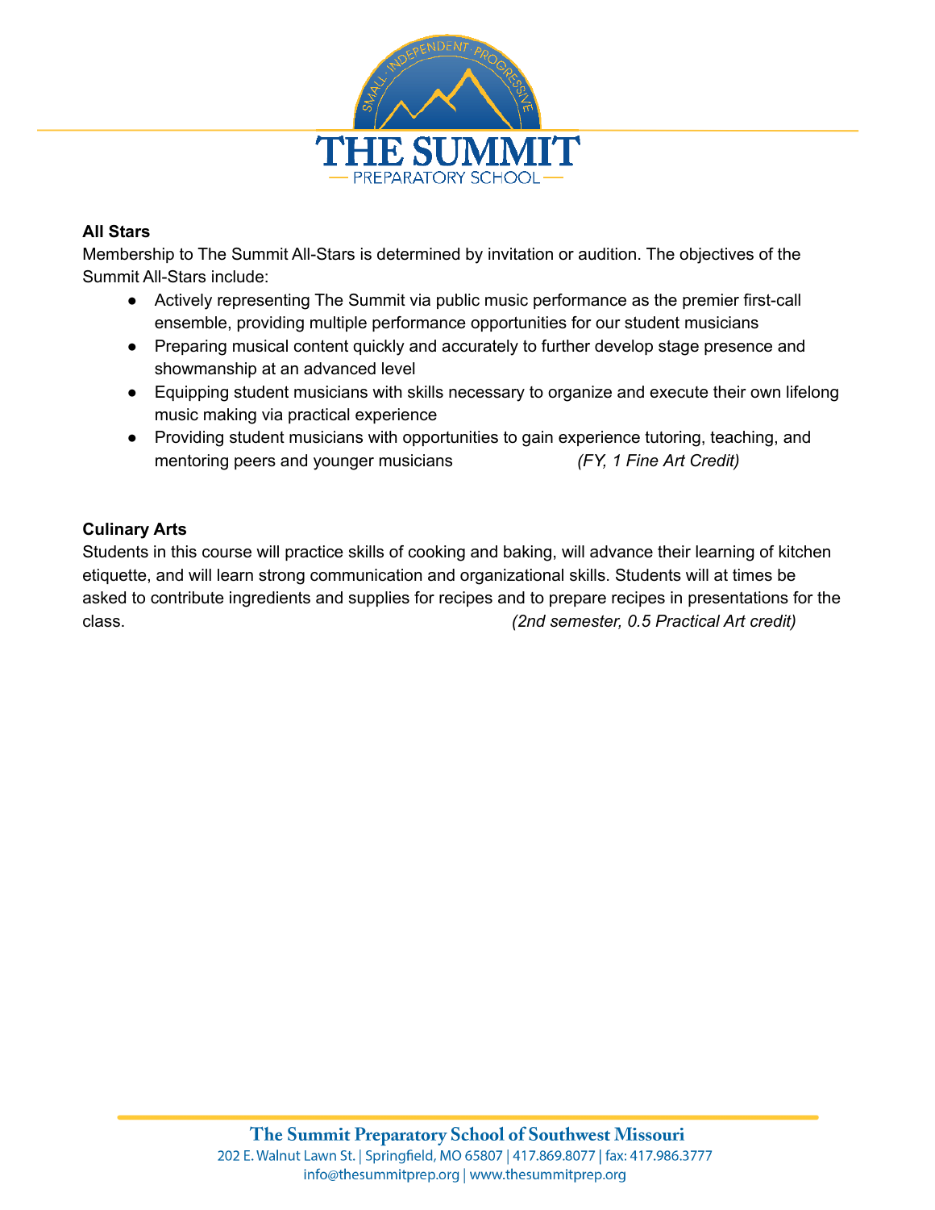**All Stars**

Membership to The Summit All-Stars is determined by invitation or audition. The objectives of the Summit All-Stars include:

- Actively representing The Summit via public music performance as the premier first-call ensemble, providing multiple performance opportunities for our student musicians
- Preparing musical content quickly and accurately to further develop stage presence and showmanship at an advanced level
- Equipping student musicians with skills necessary to organize and execute their own lifelong music making via practical experience
- Providing student musicians with opportunities to gain experience tutoring, teaching, and mentoring peers and younger musicians *(FY, 1 Fine Art Credit)*

**Culinary Arts**

Students in this course will practice skills of cooking and baking, will advance their learning of kitchen etiquette, and will learn strong communication and organizational skills. Students will at times be asked to contribute ingredients and supplies for recipes and to prepare recipes in presentations for the class. *(2nd semester, 0.5 Practical Art credit)*